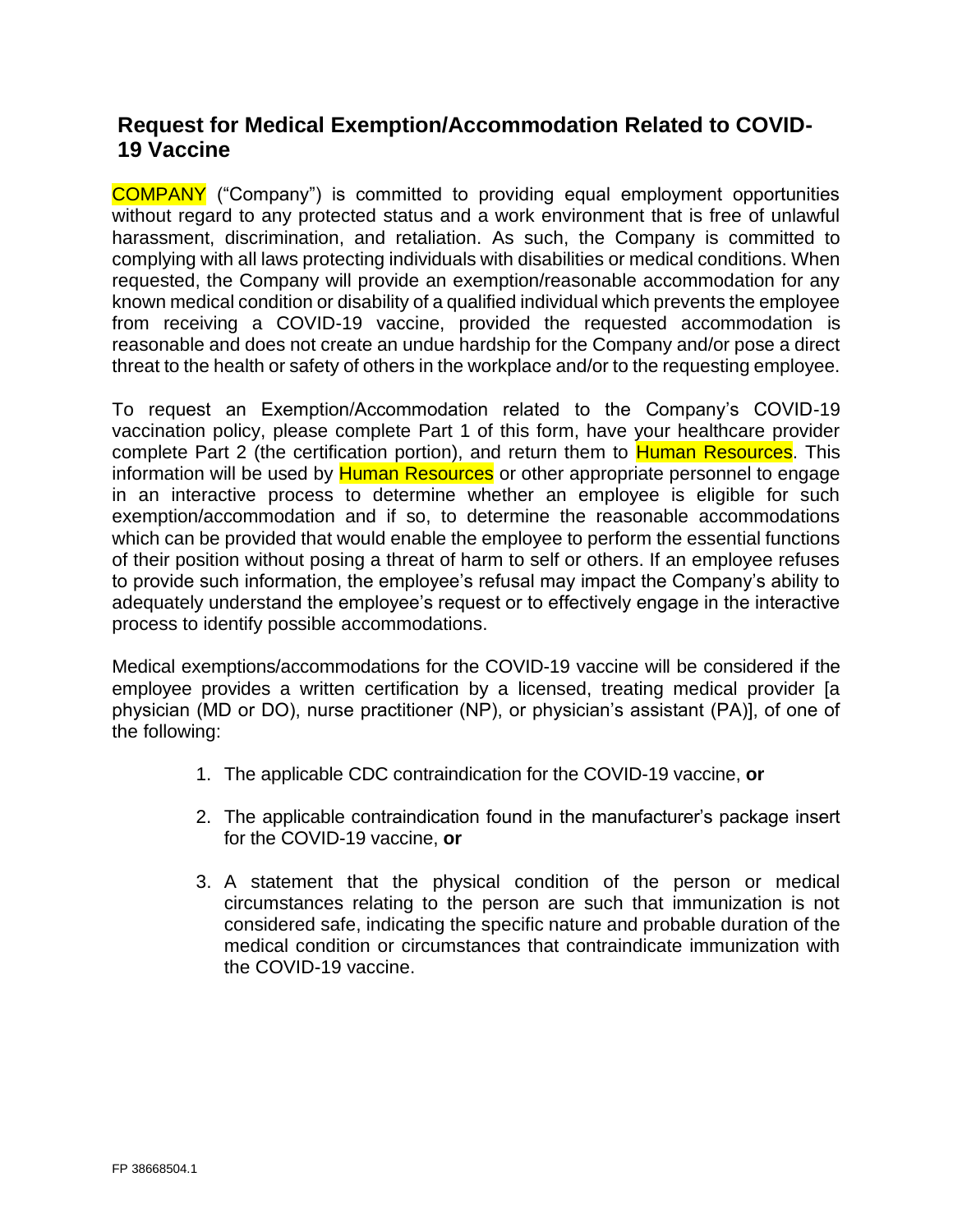## Request for Medical Exemption/Accommodation Related to COVID-19 Vaccine

COMPANY ("Company") is committed to providing equal employment opportunities without regard to any protected status and a work environment that is free of unlawful harassment, discrimination, and retaliation. As such, the Company is committed to complying with all laws protecting individuals with disabilities or medical conditions. When requested, the Company will provide an exemption/reasonable accommodation for any known medical condition or disability of a qualified individual which prevents the employee from receiving a COVID-19 vaccine, provided the requested accommodation is reasonable and does not create an undue hardship for the Company and/or pose a direct threat to the health or safety of others in the workplace and/or to the requesting employee.

To request an Exemption/Accommodation related to the Company's COVID-19 vaccination policy, please complete Part 1 of this form, have your healthcare provider complete Part 2 (the certification portion), and return them to Human Resources. This information will be used by Human Resources or other appropriate personnel to engage in an interactive process to determine whether an employee is eligible for such exemption/accommodation and if so, to determine the reasonable accommodations which can be provided that would enable the employee to perform the essential functions of their position without posing a threat of harm to self or others. If an employee refuses to provide such information, the employee's refusal may impact the Company's ability to adequately understand the employee's request or to effectively engage in the interactive process to identify possible accommodations.

Medical exemptions/accommodations for the COVID-19 vaccine will be considered if the employee provides a written certification by a licensed, treating medical provider [a physician (MD or DO), nurse practitioner (NP), or physician's assistant (PA)], of one of the following:

1. The applicable CDC contraindication for the COVID-19 vaccine, **or**
2. The applicable contraindication found in the manufacturer's package insert for the COVID-19 vaccine, **or**
3. A statement that the physical condition of the person or medical circumstances relating to the person are such that immunization is not considered safe, indicating the specific nature and probable duration of the medical condition or circumstances that contraindicate immunization with the COVID-19 vaccine.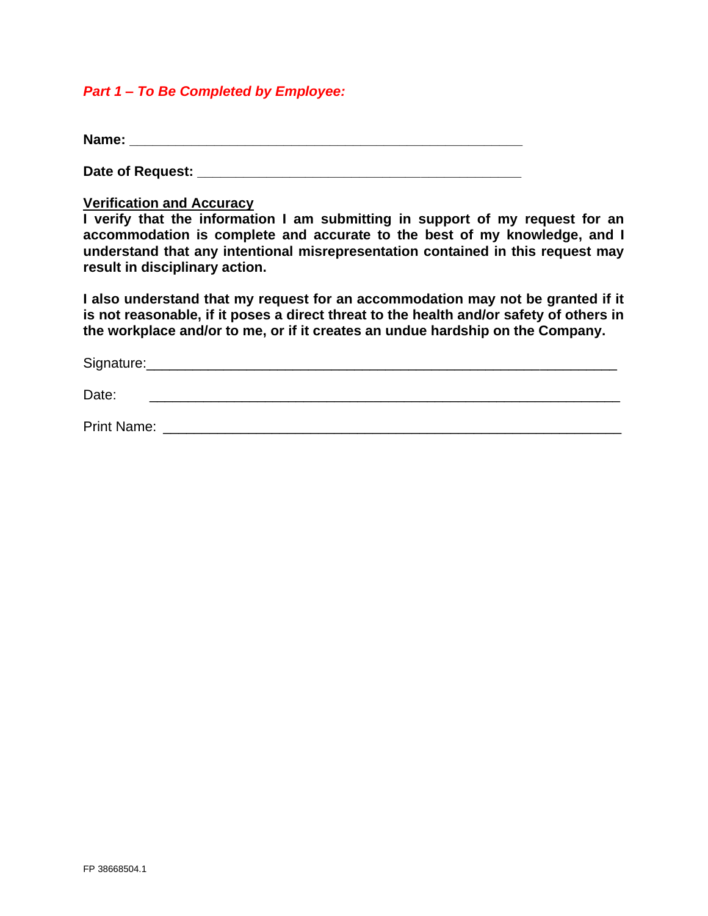***Part 1 – To Be Completed by Employee:***

**Name: ______________________________________________**

**Date of Request: ______________________________________**

**<u>Verification and Accuracy</u>**

**I verify that the information I am submitting in support of my request for an accommodation is complete and accurate to the best of my knowledge, and I understand that any intentional misrepresentation contained in this request may result in disciplinary action.**

**I also understand that my request for an accommodation may not be granted if it is not reasonable, if it poses a direct threat to the health and/or safety of others in the workplace and/or to me, or if it creates an undue hardship on the Company.**

Signature:_______________________________________________________

Date: _______________________________________________________

Print Name: ____________________________________________________

FP 38668504.1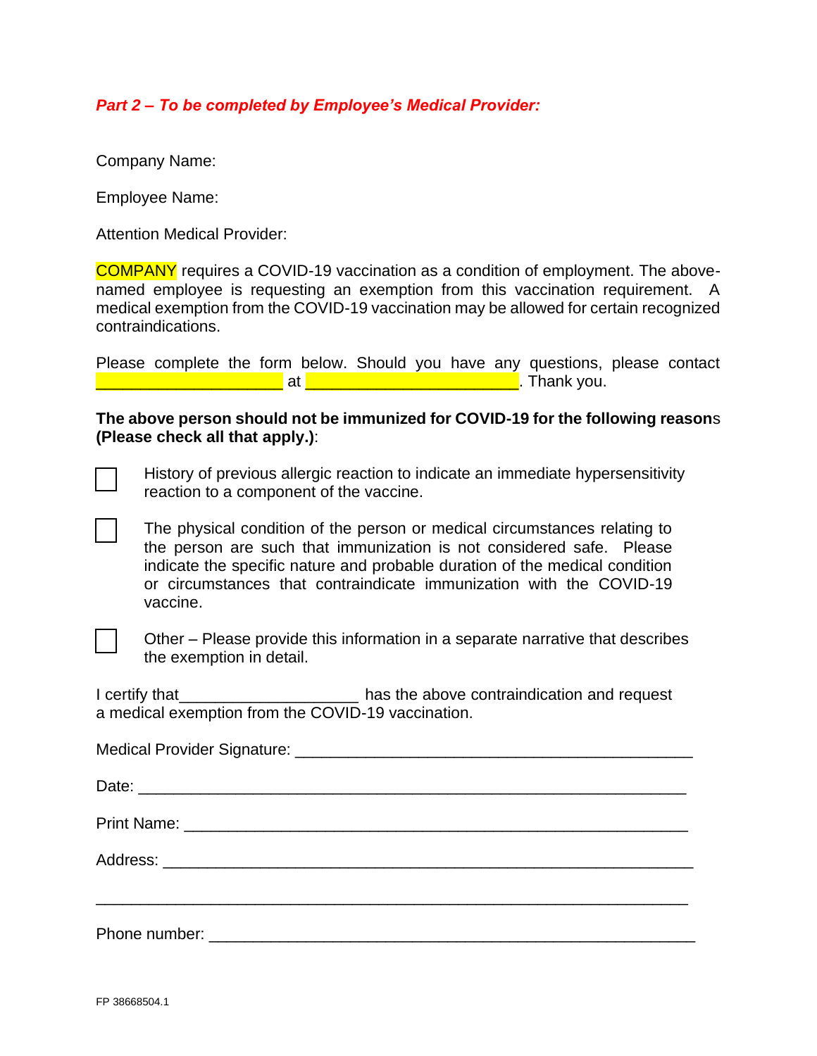***Part 2 – To be completed by Employee's Medical Provider:***

Company Name:

Employee Name:

Attention Medical Provider:

COMPANY requires a COVID-19 vaccination as a condition of employment. The above-named employee is requesting an exemption from this vaccination requirement. A medical exemption from the COVID-19 vaccination may be allowed for certain recognized contraindications.

Please complete the form below. Should you have any questions, please contact ____________________ at _______________________. Thank you.

**The above person should not be immunized for COVID-19 for the following reasons (Please check all that apply.)**:

- ☐ History of previous allergic reaction to indicate an immediate hypersensitivity reaction to a component of the vaccine.
- ☐ The physical condition of the person or medical circumstances relating to the person are such that immunization is not considered safe. Please indicate the specific nature and probable duration of the medical condition or circumstances that contraindicate immunization with the COVID-19 vaccine.
- ☐ Other – Please provide this information in a separate narrative that describes the exemption in detail.

I certify that___________________ has the above contraindication and request a medical exemption from the COVID-19 vaccination.

Medical Provider Signature: ___________________________________________

Date: ____________________________________________________________

Print Name: _______________________________________________________

Address: _________________________________________________________

__________________________________________________________________

Phone number: _____________________________________________________

FP 38668504.1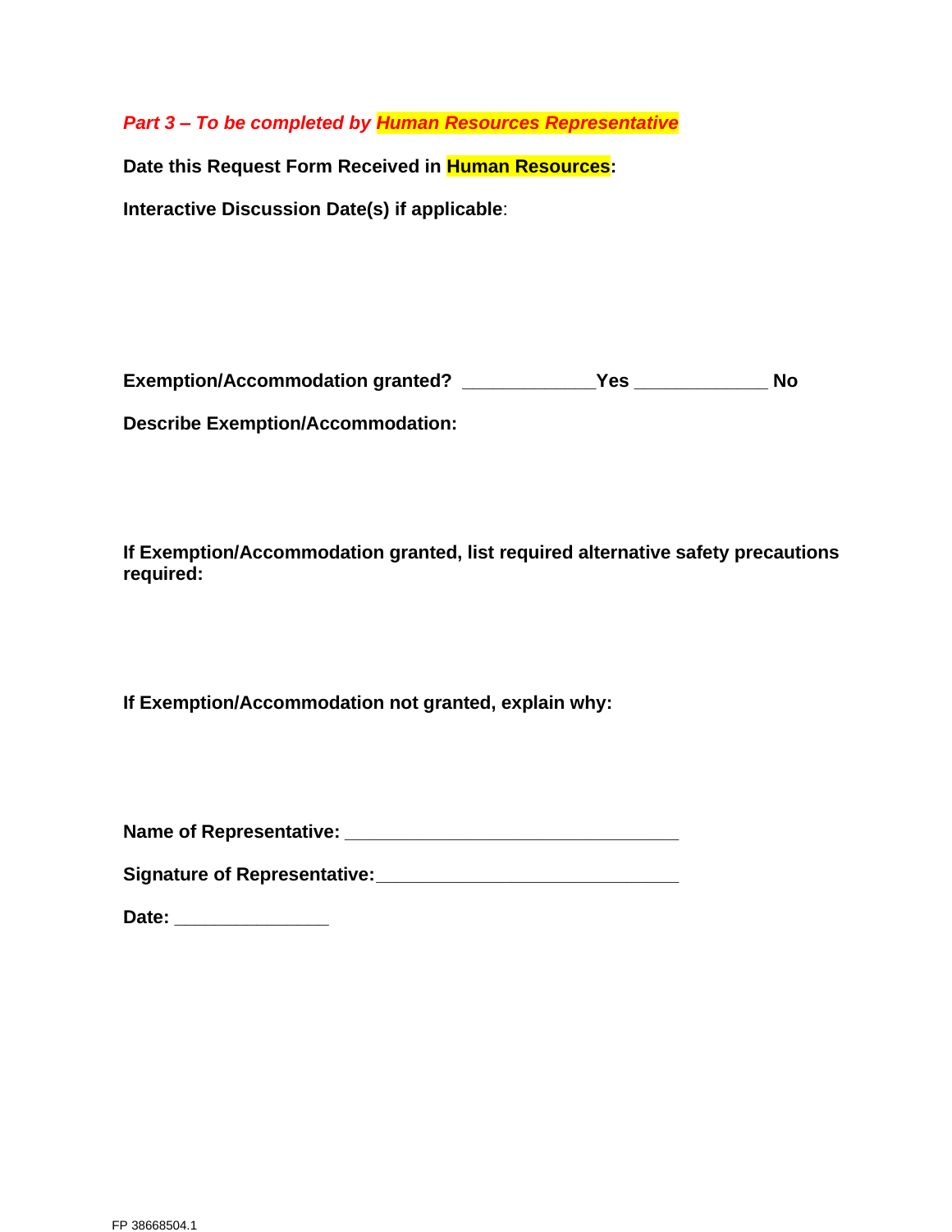***Part 3 – To be completed by Human Resources Representative***

**Date this Request Form Received in Human Resources:**

**Interactive Discussion Date(s) if applicable**:

**Exemption/Accommodation granted? ____________Yes ____________ No**

**Describe Exemption/Accommodation:**

**If Exemption/Accommodation granted, list required alternative safety precautions required:**

**If Exemption/Accommodation not granted, explain why:**

**Name of Representative: _______________________________**

**Signature of Representative:____________________________**

**Date: ______________**

FP 38668504.1